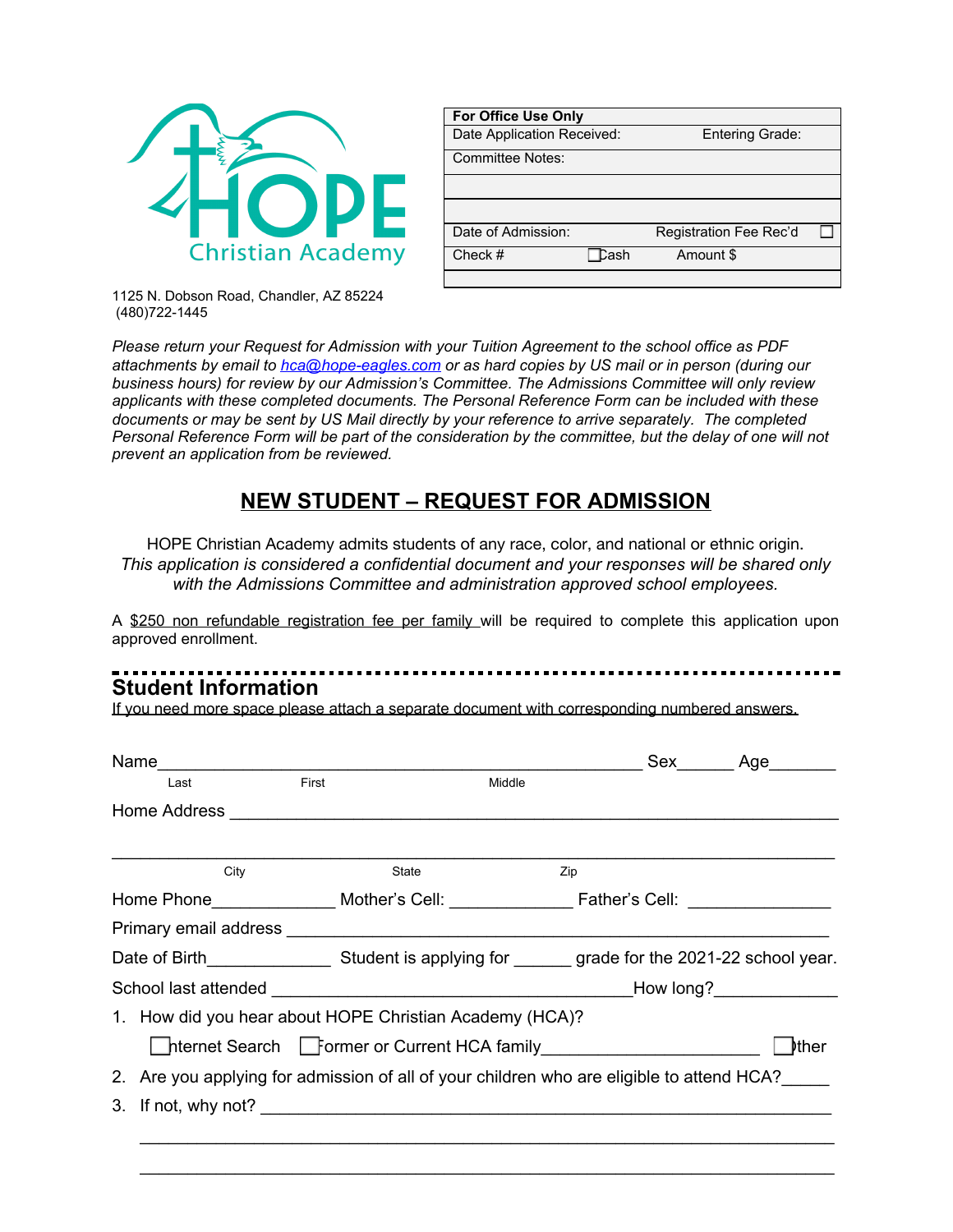HOPE Christian Academy

| For Office Use Only | |
|---|---|
| Date Application Received: | Entering Grade: |
| Committee Notes: | |
| | |
| | |
| Date of Admission: | Registration Fee Rec'd ☐ |
| Check # ☐ Cash | Amount $ |
| | |

1125 N. Dobson Road, Chandler, AZ 85224
(480)722-1445

*Please return your Request for Admission with your Tuition Agreement to the school office as PDF attachments by email to [hca@hope-eagles.com](mailto:hca@hope-eagles.com) or as hard copies by US mail or in person (during our business hours) for review by our Admission's Committee. The Admissions Committee will only review applicants with these completed documents. The Personal Reference Form can be included with these documents or may be sent by US Mail directly by your reference to arrive separately. The completed Personal Reference Form will be part of the consideration by the committee, but the delay of one will not prevent an application from be reviewed.*

# NEW STUDENT – REQUEST FOR ADMISSION

HOPE Christian Academy admits students of any race, color, and national or ethnic origin.
*This application is considered a confidential document and your responses will be shared only with the Admissions Committee and administration approved school employees.*

A $250 non refundable registration fee per family will be required to complete this application upon approved enrollment.

## Student Information

If you need more space please attach a separate document with corresponding numbered answers.

Name______________________________________________ Sex______ Age_______
Last First Middle

Home Address ____________________________________________________________

_______________________________________________________________________
City State Zip

Home Phone_____________ Mother's Cell: _____________ Father's Cell: _______________

Primary email address ______________________________________________________

Date of Birth_____________ Student is applying for ______ grade for the 2021-22 school year.

School last attended ____________________________________How long?_____________

1. How did you hear about HOPE Christian Academy (HCA)?

   ☐ Internet Search ☐ Former or Current HCA family______________________ ☐ Other

2. Are you applying for admission of all of your children who are eligible to attend HCA?_____

3. If not, why not? _________________________________________________________

   _________________________________________________________________________

   _________________________________________________________________________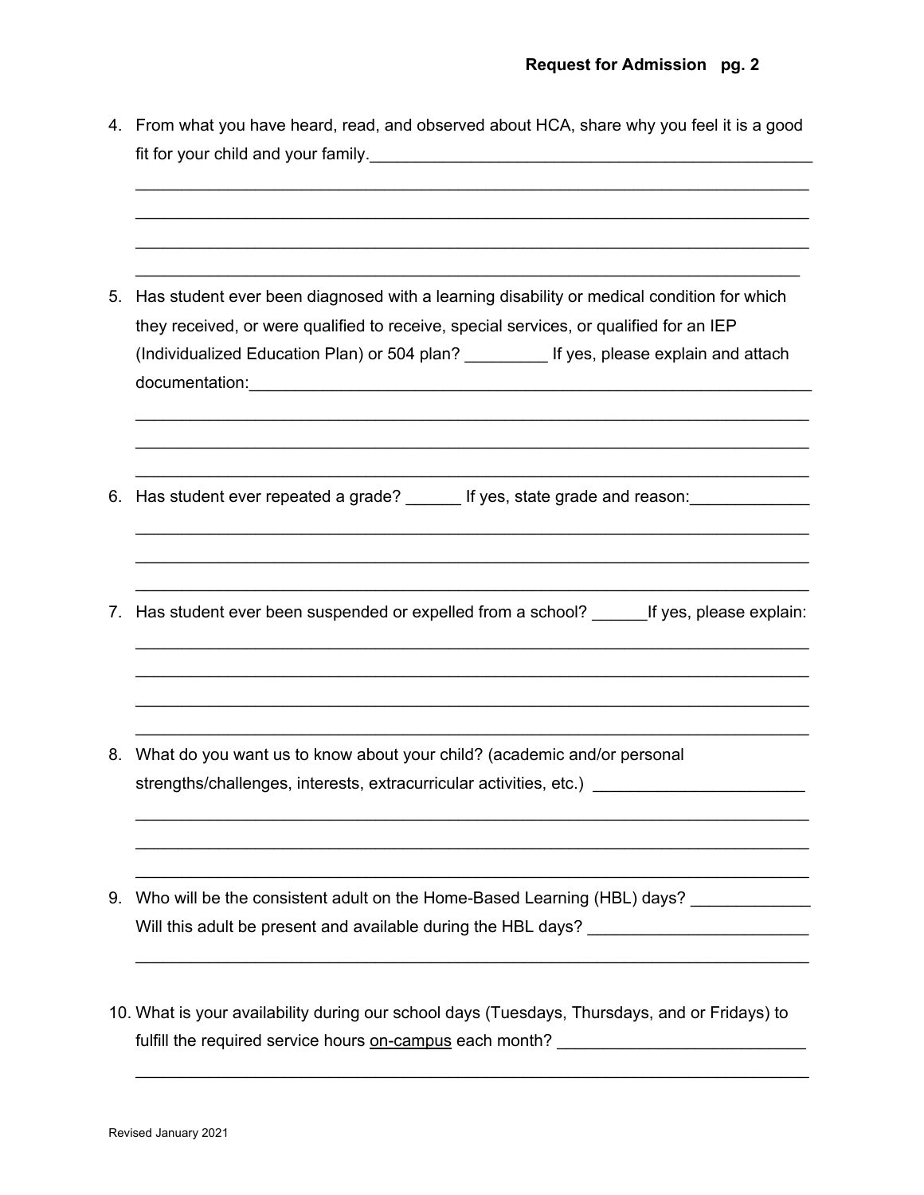**Request for Admission pg. 2**

4. From what you have heard, read, and observed about HCA, share why you feel it is a good fit for your child and your family.____________________________________________
________________________________________________________________________
________________________________________________________________________
________________________________________________________________________
______________________________________________________________________

5. Has student ever been diagnosed with a learning disability or medical condition for which they received, or were qualified to receive, special services, or qualified for an IEP (Individualized Education Plan) or 504 plan? _________ If yes, please explain and attach documentation:_______________________________________________________
________________________________________________________________________
________________________________________________________________________
________________________________________________________________________

6. Has student ever repeated a grade? ______ If yes, state grade and reason:_____________
________________________________________________________________________
________________________________________________________________________
________________________________________________________________________

7. Has student ever been suspended or expelled from a school? ______If yes, please explain:
________________________________________________________________________
________________________________________________________________________
________________________________________________________________________
________________________________________________________________________

8. What do you want us to know about your child? (academic and/or personal strengths/challenges, interests, extracurricular activities, etc.) _______________________
________________________________________________________________________
________________________________________________________________________
________________________________________________________________________

9. Who will be the consistent adult on the Home-Based Learning (HBL) days? _____________
Will this adult be present and available during the HBL days? ________________________
________________________________________________________________________

10. What is your availability during our school days (Tuesdays, Thursdays, and or Fridays) to fulfill the required service hours <u>on-campus</u> each month? ___________________________
________________________________________________________________________

Revised January 2021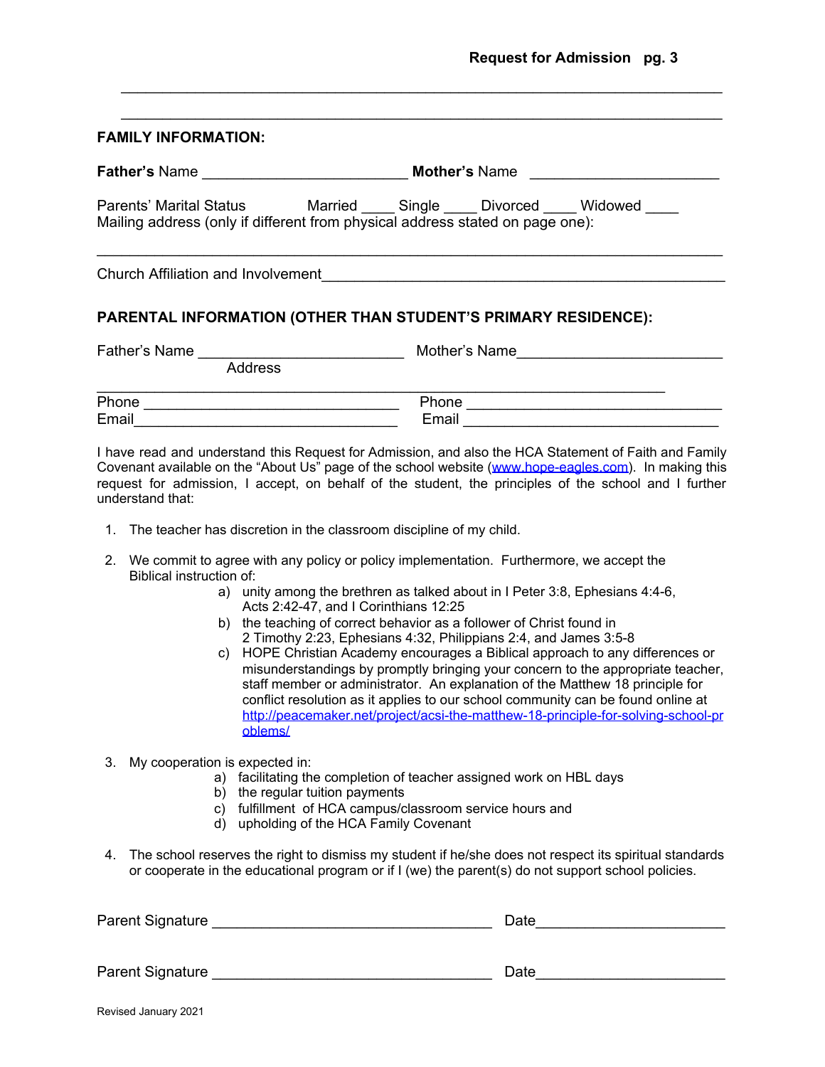______________________________________________________________________

______________________________________________________________________

**FAMILY INFORMATION:**

**Father's** Name ________________________ **Mother's** Name ______________________

Parents' Marital Status Married ____ Single ____ Divorced ____ Widowed ____
Mailing address (only if different from physical address stated on page one):

______________________________________________________________________

Church Affiliation and Involvement ______________________________________________

**PARENTAL INFORMATION (OTHER THAN STUDENT'S PRIMARY RESIDENCE):**

Father's Name ________________________ Mother's Name ________________________

Address ______________________________________________________________________

Phone ______________________________ Phone ______________________________

Email ______________________________ Email ______________________________

I have read and understand this Request for Admission, and also the HCA Statement of Faith and Family Covenant available on the "About Us" page of the school website (www.hope-eagles.com). In making this request for admission, I accept, on behalf of the student, the principles of the school and I further understand that:

1. The teacher has discretion in the classroom discipline of my child.
2. We commit to agree with any policy or policy implementation. Furthermore, we accept the Biblical instruction of:
   a) unity among the brethren as talked about in I Peter 3:8, Ephesians 4:4-6, Acts 2:42-47, and I Corinthians 12:25
   b) the teaching of correct behavior as a follower of Christ found in 2 Timothy 2:23, Ephesians 4:32, Philippians 2:4, and James 3:5-8
   c) HOPE Christian Academy encourages a Biblical approach to any differences or misunderstandings by promptly bringing your concern to the appropriate teacher, staff member or administrator. An explanation of the Matthew 18 principle for conflict resolution as it applies to our school community can be found online at http://peacemaker.net/project/acsi-the-matthew-18-principle-for-solving-school-problems/
3. My cooperation is expected in:
   a) facilitating the completion of teacher assigned work on HBL days
   b) the regular tuition payments
   c) fulfillment of HCA campus/classroom service hours and
   d) upholding of the HCA Family Covenant
4. The school reserves the right to dismiss my student if he/she does not respect its spiritual standards or cooperate in the educational program or if I (we) the parent(s) do not support school policies.

Parent Signature ___________________________________ Date ______________________

Parent Signature ___________________________________ Date ______________________

Revised January 2021